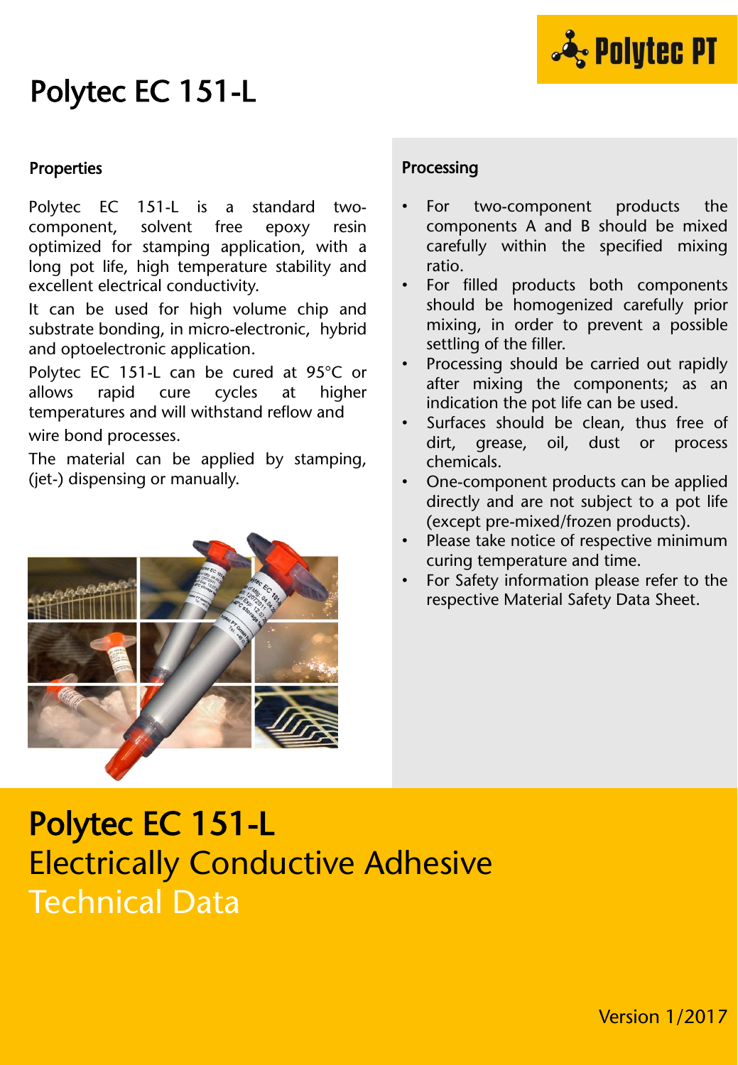# Polytec EC 151-L

## Properties

Polytec EC 151-L is a standard two-component, solvent free epoxy resin optimized for stamping application, with a long pot life, high temperature stability and excellent electrical conductivity.

It can be used for high volume chip and substrate bonding, in micro-electronic, hybrid and optoelectronic application.

Polytec EC 151-L can be cured at 95°C or allows rapid cure cycles at higher temperatures and will withstand reflow and wire bond processes.

The material can be applied by stamping, (jet-) dispensing or manually.

## Processing

- For two-component products the components A and B should be mixed carefully within the specified mixing ratio.
- For filled products both components should be homogenized carefully prior mixing, in order to prevent a possible settling of the filler.
- Processing should be carried out rapidly after mixing the components; as an indication the pot life can be used.
- Surfaces should be clean, thus free of dirt, grease, oil, dust or process chemicals.
- One-component products can be applied directly and are not subject to a pot life (except pre-mixed/frozen products).
- Please take notice of respective minimum curing temperature and time.
- For Safety information please refer to the respective Material Safety Data Sheet.

# Polytec EC 151-L

## Electrically Conductive Adhesive

## Technical Data

Version 1/2017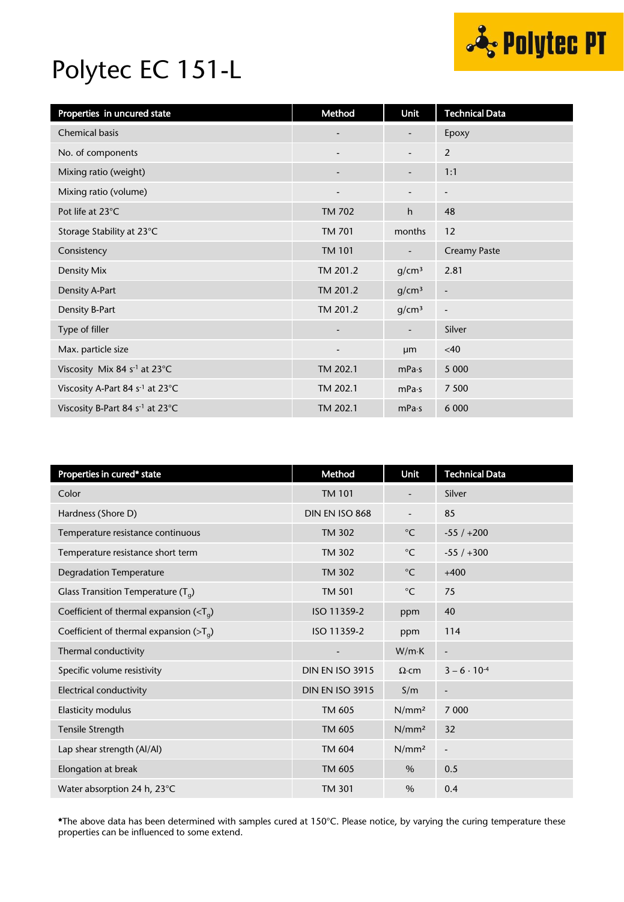# Polytec EC 151-L

| Properties in uncured state | Method | Unit | Technical Data |
|---|---|---|---|
| Chemical basis | - | - | Epoxy |
| No. of components | - | - | 2 |
| Mixing ratio (weight) | - | - | 1:1 |
| Mixing ratio (volume) | - | - | - |
| Pot life at 23°C | TM 702 | h | 48 |
| Storage Stability at 23°C | TM 701 | months | 12 |
| Consistency | TM 101 | - | Creamy Paste |
| Density Mix | TM 201.2 | g/cm³ | 2.81 |
| Density A-Part | TM 201.2 | g/cm³ | - |
| Density B-Part | TM 201.2 | g/cm³ | - |
| Type of filler | - | - | Silver |
| Max. particle size | - | µm | <40 |
| Viscosity Mix 84 $s^{-1}$ at 23°C | TM 202.1 | mPa·s | 5 000 |
| Viscosity A-Part 84 $s^{-1}$ at 23°C | TM 202.1 | mPa·s | 7 500 |
| Viscosity B-Part 84 $s^{-1}$ at 23°C | TM 202.1 | mPa·s | 6 000 |

| Properties in cured* state | Method | Unit | Technical Data |
|---|---|---|---|
| Color | TM 101 | - | Silver |
| Hardness (Shore D) | DIN EN ISO 868 | - | 85 |
| Temperature resistance continuous | TM 302 | °C | -55 / +200 |
| Temperature resistance short term | TM 302 | °C | -55 / +300 |
| Degradation Temperature | TM 302 | °C | +400 |
| Glass Transition Temperature ($T_g$) | TM 501 | °C | 75 |
| Coefficient of thermal expansion (<$T_g$) | ISO 11359-2 | ppm | 40 |
| Coefficient of thermal expansion (>$T_g$) | ISO 11359-2 | ppm | 114 |
| Thermal conductivity | - | W/m·K | - |
| Specific volume resistivity | DIN EN ISO 3915 | Ω·cm | $3 - 6 \cdot 10^{-4}$ |
| Electrical conductivity | DIN EN ISO 3915 | S/m | - |
| Elasticity modulus | TM 605 | N/mm² | 7 000 |
| Tensile Strength | TM 605 | N/mm² | 32 |
| Lap shear strength (Al/Al) | TM 604 | N/mm² | - |
| Elongation at break | TM 605 | % | 0.5 |
| Water absorption 24 h, 23°C | TM 301 | % | 0.4 |

**\***The above data has been determined with samples cured at 150°C. Please notice, by varying the curing temperature these properties can be influenced to some extend.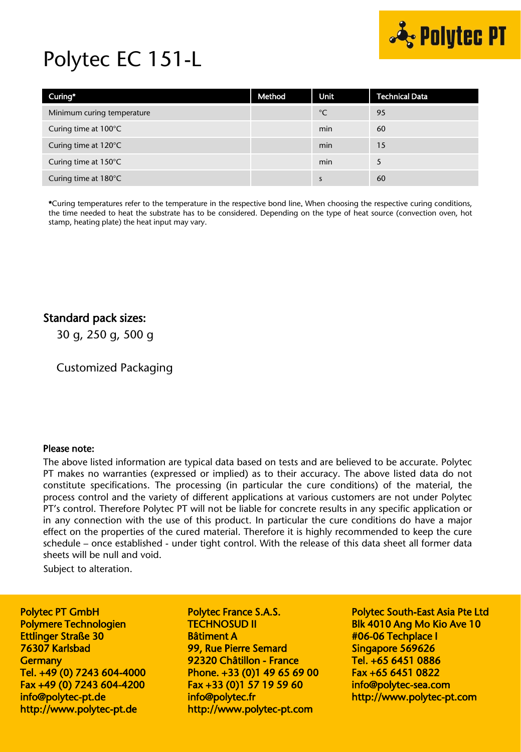# Polytec EC 151-L

| Curing* | Method | Unit | Technical Data |
| --- | --- | --- | --- |
| Minimum curing temperature | | °C | 95 |
| Curing time at 100°C | | min | 60 |
| Curing time at 120°C | | min | 15 |
| Curing time at 150°C | | min | 5 |
| Curing time at 180°C | | s | 60 |

*Curing temperatures refer to the temperature in the respective bond line. When choosing the respective curing conditions, the time needed to heat the substrate has to be considered. Depending on the type of heat source (convection oven, hot stamp, heating plate) the heat input may vary.

## Standard pack sizes:

30 g, 250 g, 500 g

Customized Packaging

### Please note:

The above listed information are typical data based on tests and are believed to be accurate. Polytec PT makes no warranties (expressed or implied) as to their accuracy. The above listed data do not constitute specifications. The processing (in particular the cure conditions) of the material, the process control and the variety of different applications at various customers are not under Polytec PT's control. Therefore Polytec PT will not be liable for concrete results in any specific application or in any connection with the use of this product. In particular the cure conditions do have a major effect on the properties of the cured material. Therefore it is highly recommended to keep the cure schedule – once established - under tight control. With the release of this data sheet all former data sheets will be null and void.

Subject to alteration.

**Polytec PT GmbH**
**Polymere Technologien**
**Ettlinger Straße 30**
**76307 Karlsbad**
**Germany**
**Tel. +49 (0) 7243 604-4000**
**Fax +49 (0) 7243 604-4200**
**info@polytec-pt.de**
**http://www.polytec-pt.de**

**Polytec France S.A.S.**
**TECHNOSUD II**
**Bâtiment A**
**99, Rue Pierre Semard**
**92320 Châtillon - France**
**Phone. +33 (0)1 49 65 69 00**
**Fax +33 (0)1 57 19 59 60**
**info@polytec.fr**
**http://www.polytec-pt.com**

**Polytec South-East Asia Pte Ltd**
**Blk 4010 Ang Mo Kio Ave 10**
**#06-06 Techplace I**
**Singapore 569626**
**Tel. +65 6451 0886**
**Fax +65 6451 0822**
**info@polytec-sea.com**
**http://www.polytec-pt.com**